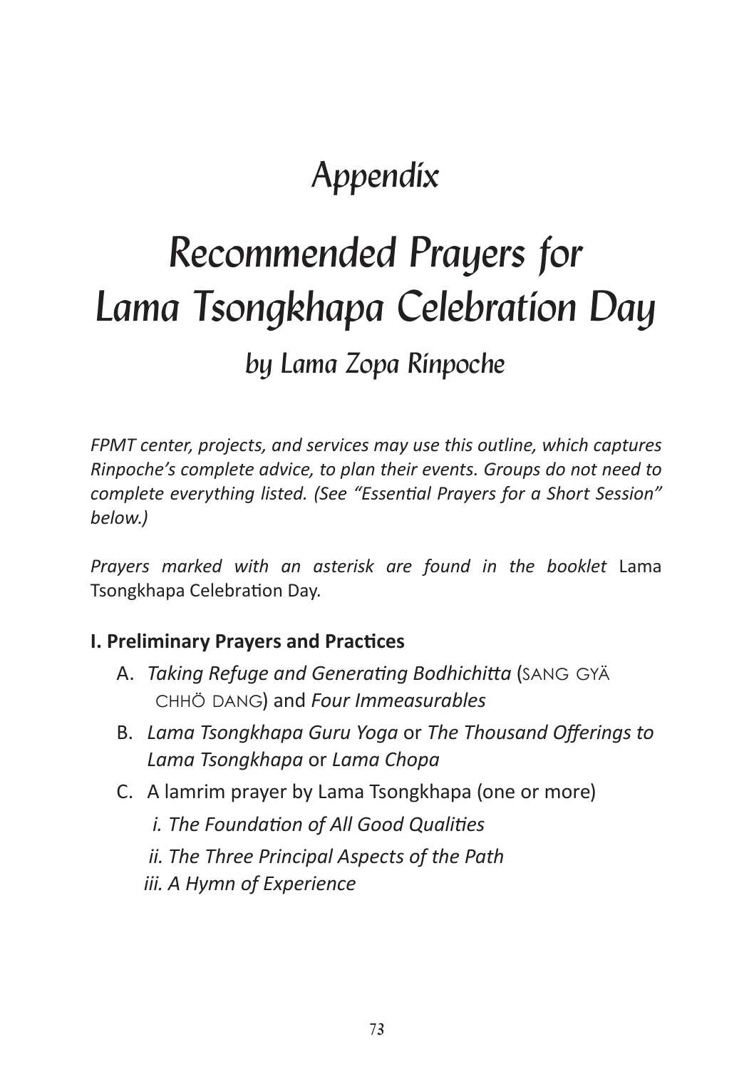# Appendix

# Recommended Prayers for Lama Tsongkhapa Celebration Day

## by Lama Zopa Rinpoche

*FPMT center, projects, and services may use this outline, which captures Rinpoche's complete advice, to plan their events. Groups do not need to complete everything listed. (See "Essential Prayers for a Short Session" below.)*

*Prayers marked with an asterisk are found in the booklet* Lama Tsongkhapa Celebration Day*.*

**I. Preliminary Prayers and Practices**

A. *Taking Refuge and Generating Bodhichitta* (SANG GYÄ CHHÖ DANG) and *Four Immeasurables*

B. *Lama Tsongkhapa Guru Yoga* or *The Thousand Offerings to Lama Tsongkhapa* or *Lama Chopa*

C. A lamrim prayer by Lama Tsongkhapa (one or more)

   *i. The Foundation of All Good Qualities*

   *ii. The Three Principal Aspects of the Path*

   *iii. A Hymn of Experience*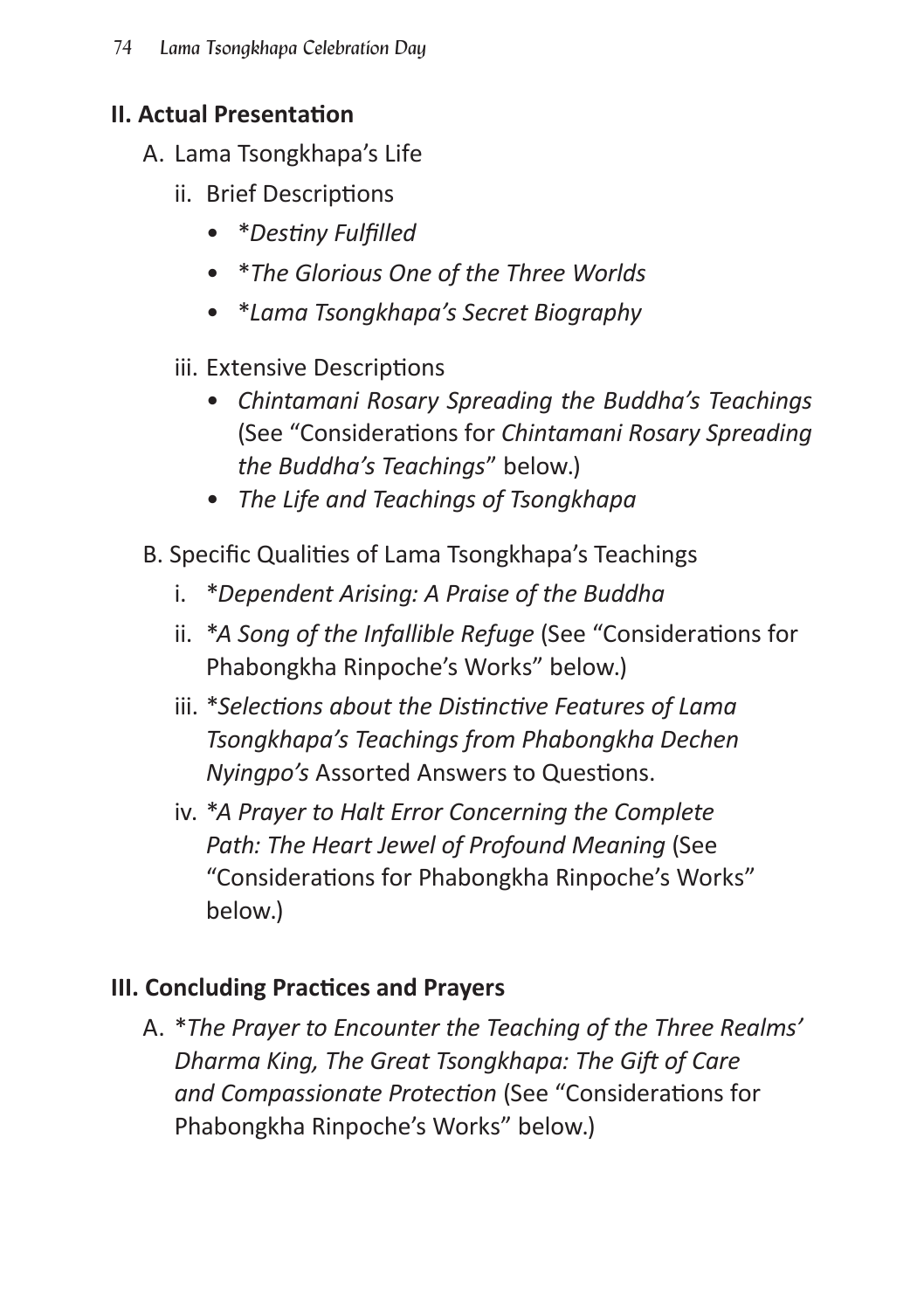## II. Actual Presentation

A. Lama Tsongkhapa's Life

   ii. Brief Descriptions

   - *\*Destiny Fulfilled*
   - *\*The Glorious One of the Three Worlds*
   - *\*Lama Tsongkhapa's Secret Biography*

   iii. Extensive Descriptions

   - *Chintamani Rosary Spreading the Buddha's Teachings* (See "Considerations for *Chintamani Rosary Spreading the Buddha's Teachings*" below.)
   - *The Life and Teachings of Tsongkhapa*

B. Specific Qualities of Lama Tsongkhapa's Teachings

   i. *\*Dependent Arising: A Praise of the Buddha*

   ii. *\*A Song of the Infallible Refuge* (See "Considerations for Phabongkha Rinpoche's Works" below.)

   iii. *\*Selections about the Distinctive Features of Lama Tsongkhapa's Teachings from Phabongkha Dechen Nyingpo's* Assorted Answers to Questions.

   iv. *\*A Prayer to Halt Error Concerning the Complete Path: The Heart Jewel of Profound Meaning* (See "Considerations for Phabongkha Rinpoche's Works" below.)

## III. Concluding Practices and Prayers

A. *\*The Prayer to Encounter the Teaching of the Three Realms' Dharma King, The Great Tsongkhapa: The Gift of Care and Compassionate Protection* (See "Considerations for Phabongkha Rinpoche's Works" below.)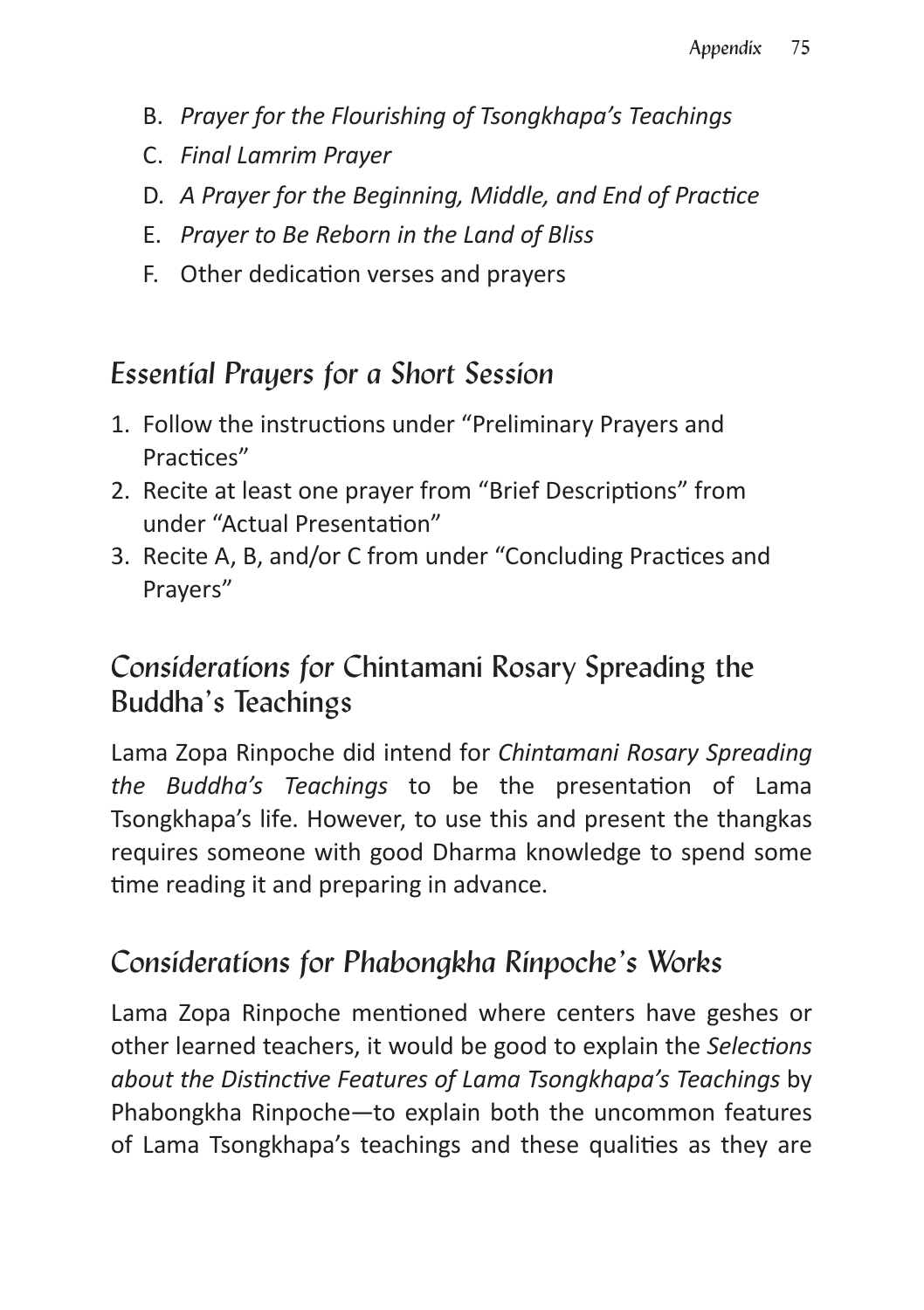B. *Prayer for the Flourishing of Tsongkhapa's Teachings*
C. *Final Lamrim Prayer*
D. *A Prayer for the Beginning, Middle, and End of Practice*
E. *Prayer to Be Reborn in the Land of Bliss*
F. Other dedication verses and prayers

## Essential Prayers for a Short Session

1. Follow the instructions under "Preliminary Prayers and Practices"
2. Recite at least one prayer from "Brief Descriptions" from under "Actual Presentation"
3. Recite A, B, and/or C from under "Concluding Practices and Prayers"

## Considerations for Chintamani Rosary Spreading the Buddha's Teachings

Lama Zopa Rinpoche did intend for *Chintamani Rosary Spreading the Buddha's Teachings* to be the presentation of Lama Tsongkhapa's life. However, to use this and present the thangkas requires someone with good Dharma knowledge to spend some time reading it and preparing in advance.

## Considerations for Phabongkha Rinpoche's Works

Lama Zopa Rinpoche mentioned where centers have geshes or other learned teachers, it would be good to explain the *Selections about the Distinctive Features of Lama Tsongkhapa's Teachings* by Phabongkha Rinpoche—to explain both the uncommon features of Lama Tsongkhapa's teachings and these qualities as they are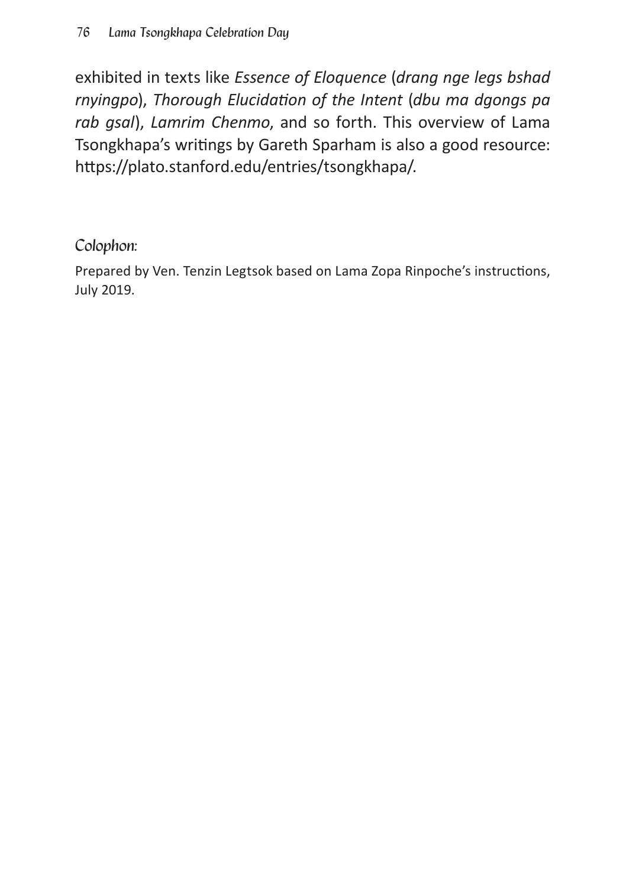exhibited in texts like *Essence of Eloquence* (*drang nge legs bshad rnyingpo*), *Thorough Elucidation of the Intent* (*dbu ma dgongs pa rab gsal*), *Lamrim Chenmo*, and so forth. This overview of Lama Tsongkhapa's writings by Gareth Sparham is also a good resource: https://plato.stanford.edu/entries/tsongkhapa/.

### Colophon:

Prepared by Ven. Tenzin Legtsok based on Lama Zopa Rinpoche's instructions, July 2019.